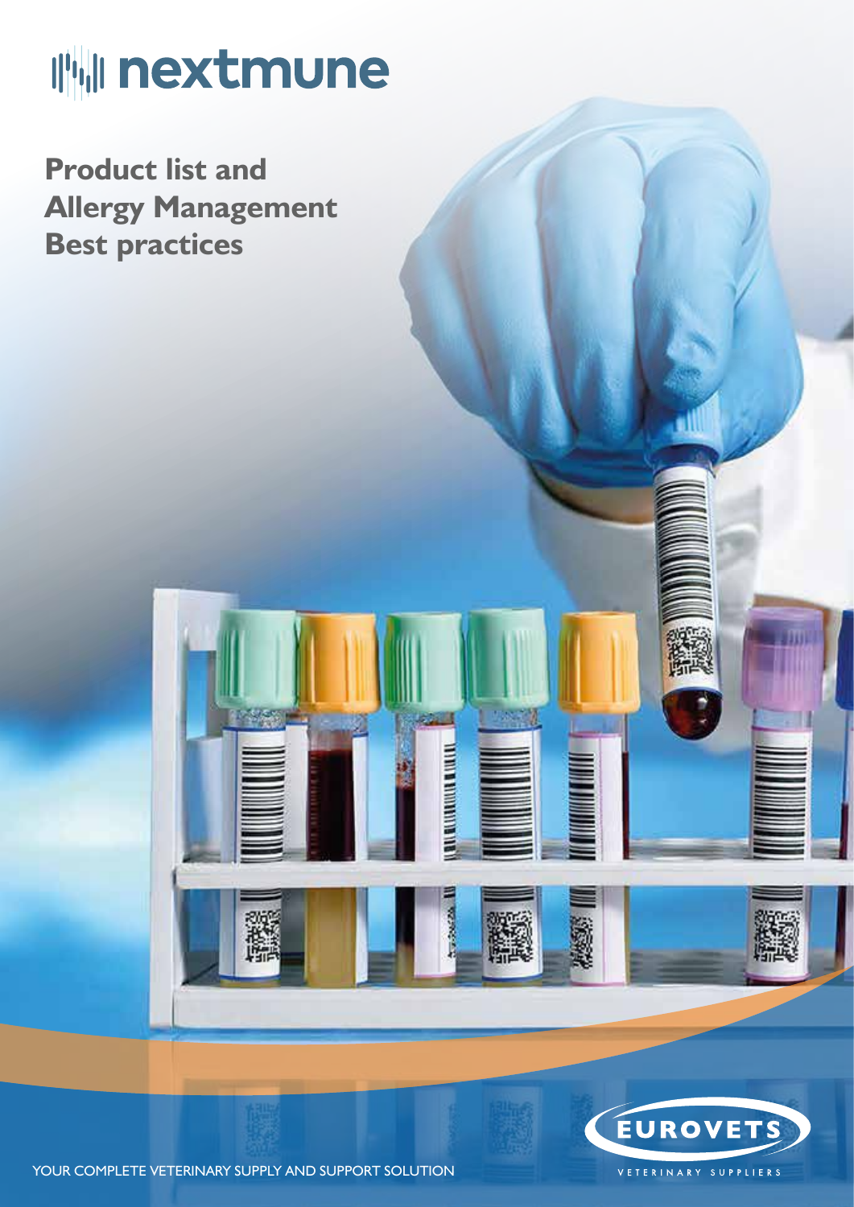# nextmune

## Product list and Allergy Management Best practices

EUROVETS

VETERINARY SUPPLIERS

YOUR COMPLETE VETERINARY SUPPLY AND SUPPORT SOLUTION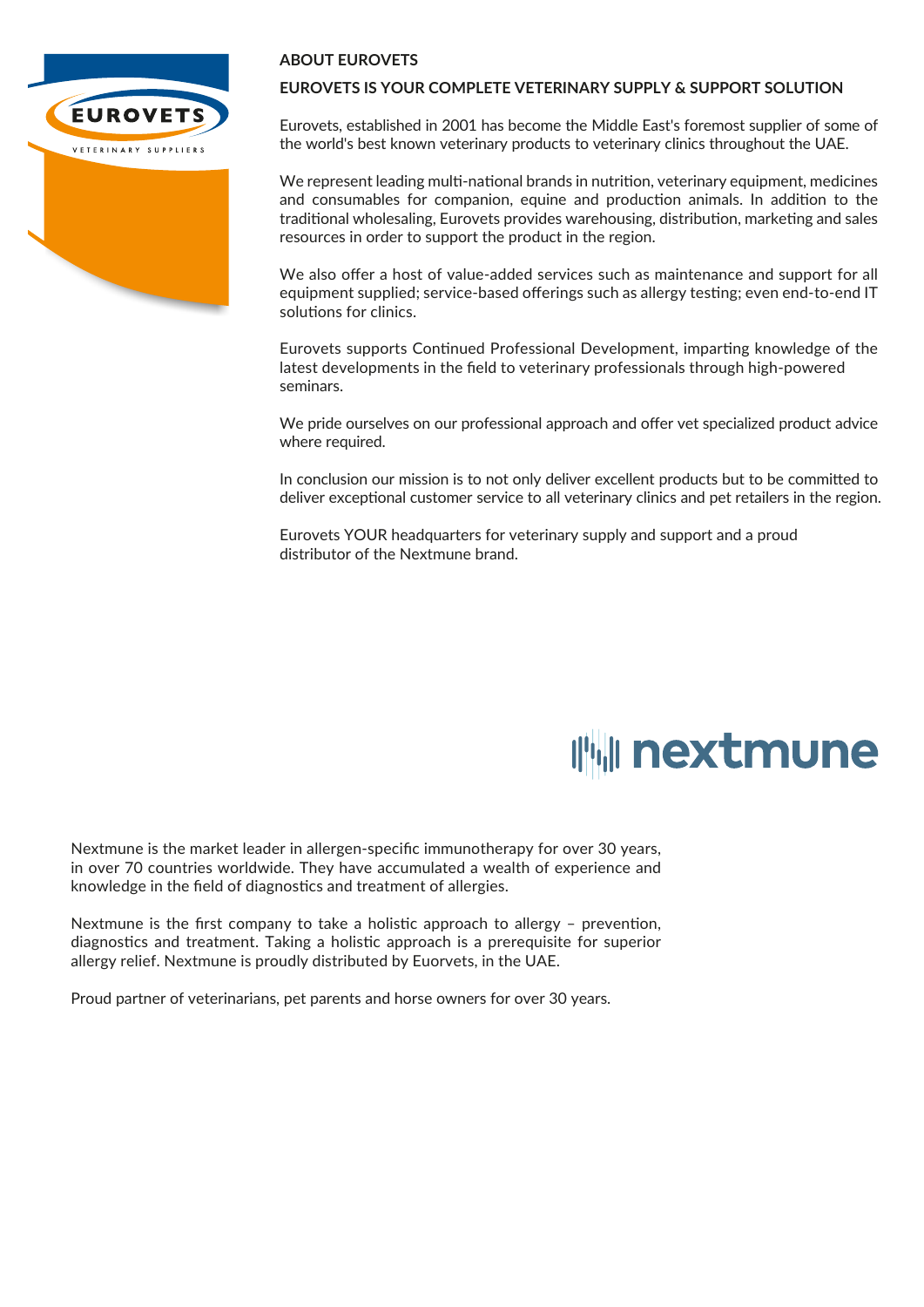## ABOUT EUROVETS

### EUROVETS IS YOUR COMPLETE VETERINARY SUPPLY & SUPPORT SOLUTION

Eurovets, established in 2001 has become the Middle East's foremost supplier of some of the world's best known veterinary products to veterinary clinics throughout the UAE.

We represent leading multi-national brands in nutrition, veterinary equipment, medicines and consumables for companion, equine and production animals. In addition to the traditional wholesaling, Eurovets provides warehousing, distribution, marketing and sales resources in order to support the product in the region.

We also offer a host of value-added services such as maintenance and support for all equipment supplied; service-based offerings such as allergy testing; even end-to-end IT solutions for clinics.

Eurovets supports Continued Professional Development, imparting knowledge of the latest developments in the field to veterinary professionals through high-powered seminars.

We pride ourselves on our professional approach and offer vet specialized product advice where required.

In conclusion our mission is to not only deliver excellent products but to be committed to deliver exceptional customer service to all veterinary clinics and pet retailers in the region.

Eurovets YOUR headquarters for veterinary supply and support and a proud distributor of the Nextmune brand.

Nextmune is the market leader in allergen-specific immunotherapy for over 30 years, in over 70 countries worldwide. They have accumulated a wealth of experience and knowledge in the field of diagnostics and treatment of allergies.

Nextmune is the first company to take a holistic approach to allergy – prevention, diagnostics and treatment. Taking a holistic approach is a prerequisite for superior allergy relief. Nextmune is proudly distributed by Euorvets, in the UAE.

Proud partner of veterinarians, pet parents and horse owners for over 30 years.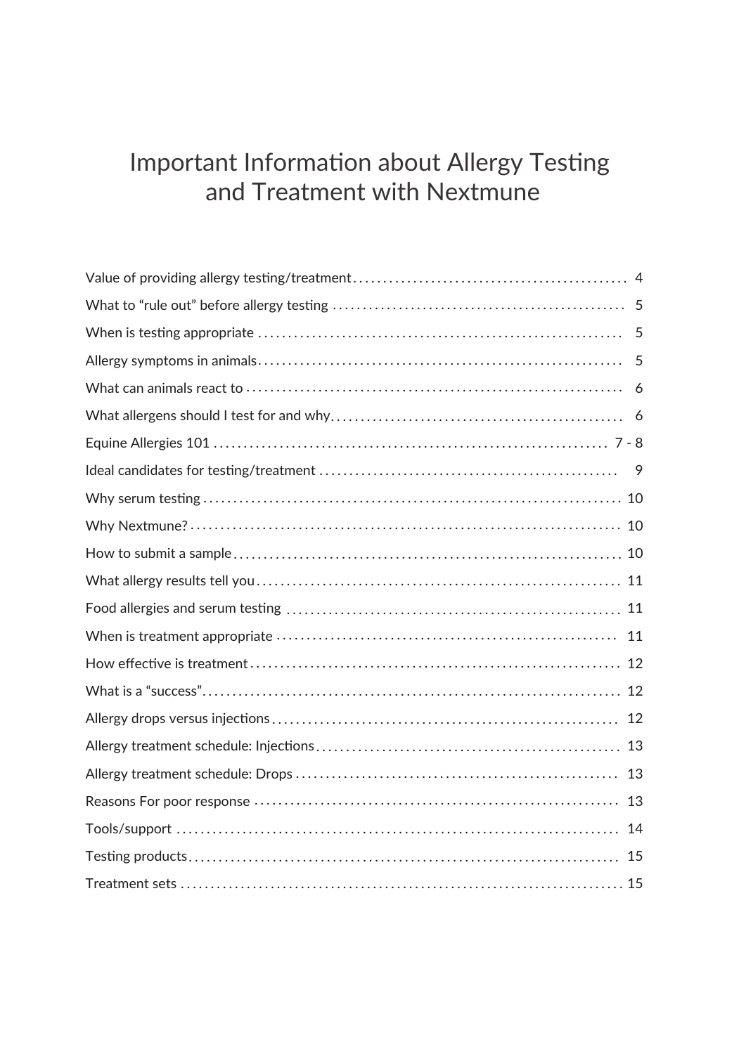# Important Information about Allergy Testing and Treatment with Nextmune

| | |
|---|---|
| Value of providing allergy testing/treatment | 4 |
| What to “rule out” before allergy testing | 5 |
| When is testing appropriate | 5 |
| Allergy symptoms in animals | 5 |
| What can animals react to | 6 |
| What allergens should I test for and why | 6 |
| Equine Allergies 101 | 7 - 8 |
| Ideal candidates for testing/treatment | 9 |
| Why serum testing | 10 |
| Why Nextmune? | 10 |
| How to submit a sample | 10 |
| What allergy results tell you | 11 |
| Food allergies and serum testing | 11 |
| When is treatment appropriate | 11 |
| How effective is treatment | 12 |
| What is a “success” | 12 |
| Allergy drops versus injections | 12 |
| Allergy treatment schedule: Injections | 13 |
| Allergy treatment schedule: Drops | 13 |
| Reasons For poor response | 13 |
| Tools/support | 14 |
| Testing products | 15 |
| Treatment sets | 15 |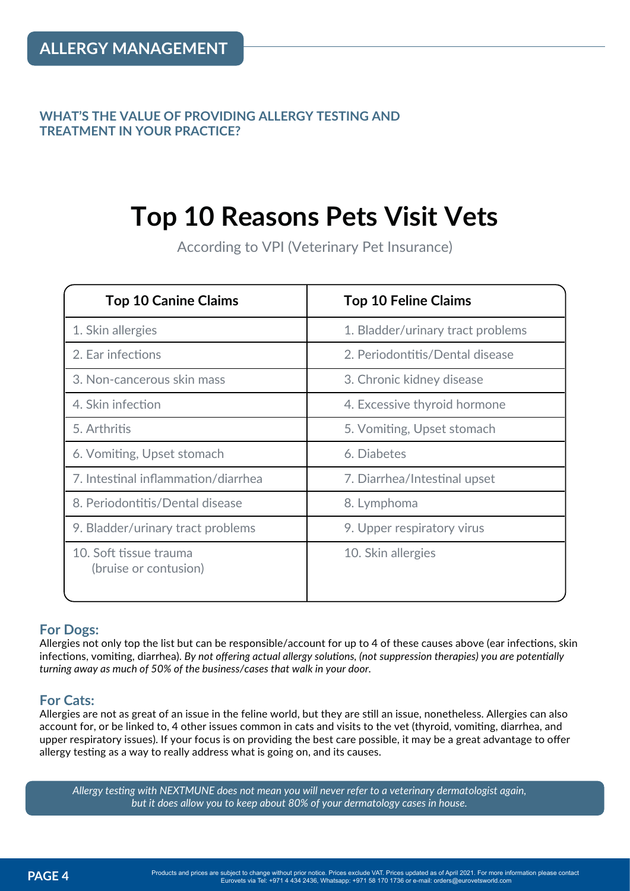# ALLERGY MANAGEMENT

### WHAT'S THE VALUE OF PROVIDING ALLERGY TESTING AND TREATMENT IN YOUR PRACTICE?

## Top 10 Reasons Pets Visit Vets

According to VPI (Veterinary Pet Insurance)

| Top 10 Canine Claims | Top 10 Feline Claims |
|---|---|
| 1. Skin allergies | 1. Bladder/urinary tract problems |
| 2. Ear infections | 2. Periodontitis/Dental disease |
| 3. Non-cancerous skin mass | 3. Chronic kidney disease |
| 4. Skin infection | 4. Excessive thyroid hormone |
| 5. Arthritis | 5. Vomiting, Upset stomach |
| 6. Vomiting, Upset stomach | 6. Diabetes |
| 7. Intestinal inflammation/diarrhea | 7. Diarrhea/Intestinal upset |
| 8. Periodontitis/Dental disease | 8. Lymphoma |
| 9. Bladder/urinary tract problems | 9. Upper respiratory virus |
| 10. Soft tissue trauma (bruise or contusion) | 10. Skin allergies |

### For Dogs:

Allergies not only top the list but can be responsible/account for up to 4 of these causes above (ear infections, skin infections, vomiting, diarrhea). *By not offering actual allergy solutions, (not suppression therapies) you are potentially turning away as much of 50% of the business/cases that walk in your door.*

### For Cats:

Allergies are not as great of an issue in the feline world, but they are still an issue, nonetheless. Allergies can also account for, or be linked to, 4 other issues common in cats and visits to the vet (thyroid, vomiting, diarrhea, and upper respiratory issues). If your focus is on providing the best care possible, it may be a great advantage to offer allergy testing as a way to really address what is going on, and its causes.

*Allergy testing with NEXTMUNE does not mean you will never refer to a veterinary dermatologist again, but it does allow you to keep about 80% of your dermatology cases in house.*

Products and prices are subject to change without prior notice. Prices exclude VAT. Prices updated as of April 2021. For more information please contact Eurovets via Tel: +971 4 434 2436, Whatsapp: +971 58 170 1736 or e-mail: orders@eurovetsworld.com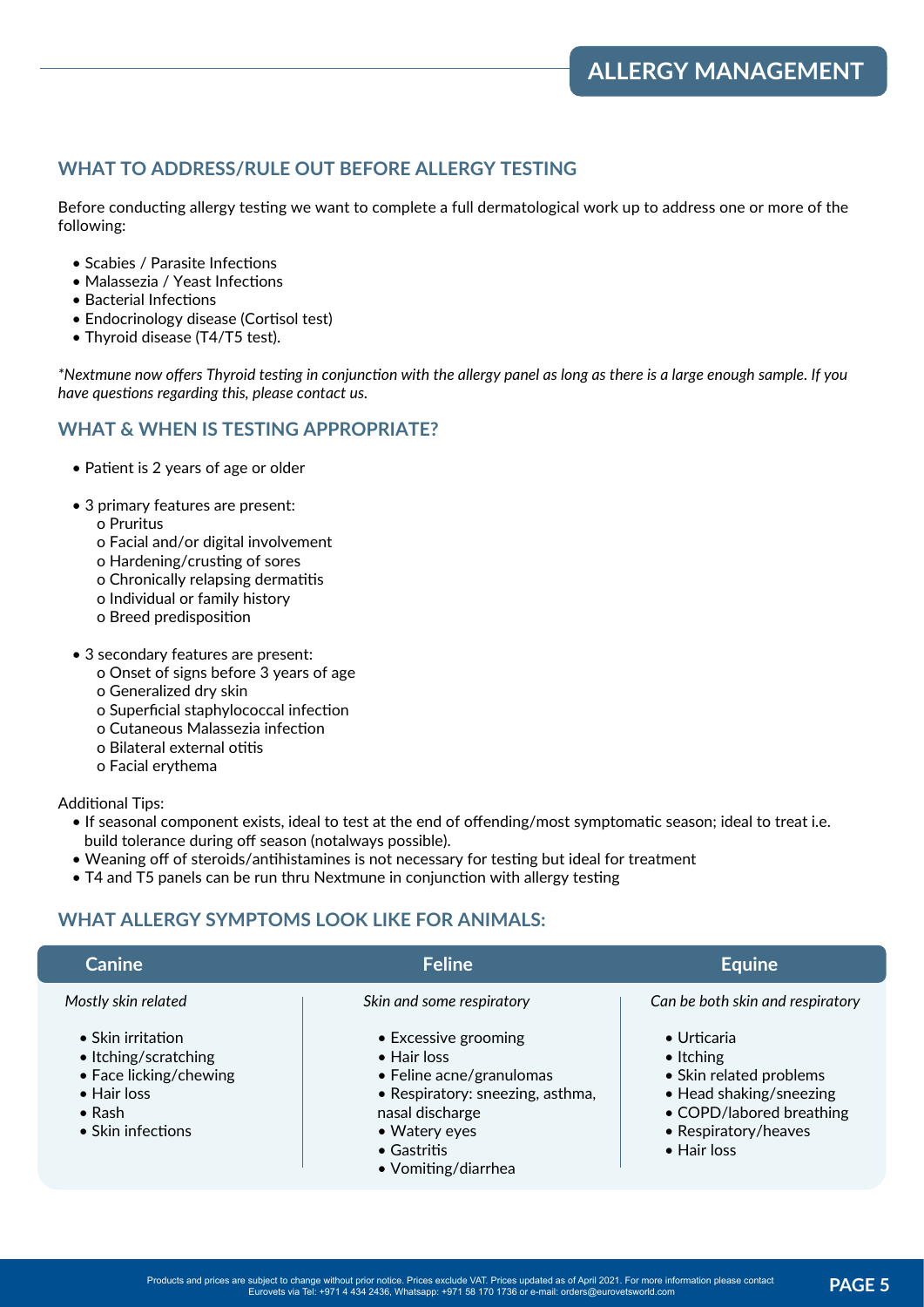# ALLERGY MANAGEMENT

## WHAT TO ADDRESS/RULE OUT BEFORE ALLERGY TESTING

Before conducting allergy testing we want to complete a full dermatological work up to address one or more of the following:

- Scabies / Parasite Infections
- Malassezia / Yeast Infections
- Bacterial Infections
- Endocrinology disease (Cortisol test)
- Thyroid disease (T4/T5 test).

*\*Nextmune now offers Thyroid testing in conjunction with the allergy panel as long as there is a large enough sample. If you have questions regarding this, please contact us.*

## WHAT & WHEN IS TESTING APPROPRIATE?

- Patient is 2 years of age or older
- 3 primary features are present:
  - Pruritus
  - Facial and/or digital involvement
  - Hardening/crusting of sores
  - Chronically relapsing dermatitis
  - Individual or family history
  - Breed predisposition
- 3 secondary features are present:
  - Onset of signs before 3 years of age
  - Generalized dry skin
  - Superficial staphylococcal infection
  - Cutaneous Malassezia infection
  - Bilateral external otitis
  - Facial erythema

Additional Tips:

- If seasonal component exists, ideal to test at the end of offending/most symptomatic season; ideal to treat i.e. build tolerance during off season (notalways possible).
- Weaning off of steroids/antihistamines is not necessary for testing but ideal for treatment
- T4 and T5 panels can be run thru Nextmune in conjunction with allergy testing

## WHAT ALLERGY SYMPTOMS LOOK LIKE FOR ANIMALS:

| Canine | Feline | Equine |
|---|---|---|
| *Mostly skin related* | *Skin and some respiratory* | *Can be both skin and respiratory* |
| • Skin irritation<br>• Itching/scratching<br>• Face licking/chewing<br>• Hair loss<br>• Rash<br>• Skin infections | • Excessive grooming<br>• Hair loss<br>• Feline acne/granulomas<br>• Respiratory: sneezing, asthma, nasal discharge<br>• Watery eyes<br>• Gastritis<br>• Vomiting/diarrhea | • Urticaria<br>• Itching<br>• Skin related problems<br>• Head shaking/sneezing<br>• COPD/labored breathing<br>• Respiratory/heaves<br>• Hair loss |

Products and prices are subject to change without prior notice. Prices exclude VAT. Prices updated as of April 2021. For more information please contact Eurovets via Tel: +971 4 434 2436, Whatsapp: +971 58 170 1736 or e-mail: orders@eurovetsworld.com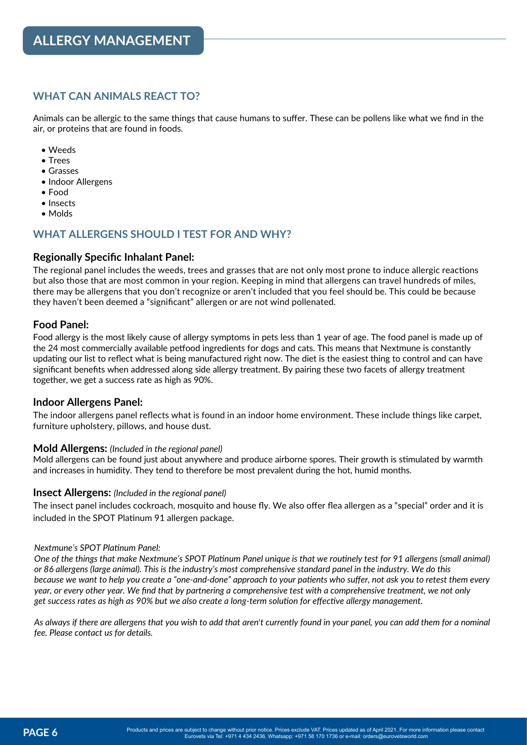# ALLERGY MANAGEMENT

## WHAT CAN ANIMALS REACT TO?

Animals can be allergic to the same things that cause humans to suffer. These can be pollens like what we find in the air, or proteins that are found in foods.

- Weeds
- Trees
- Grasses
- Indoor Allergens
- Food
- Insects
- Molds

## WHAT ALLERGENS SHOULD I TEST FOR AND WHY?

### Regionally Specific Inhalant Panel:

The regional panel includes the weeds, trees and grasses that are not only most prone to induce allergic reactions but also those that are most common in your region. Keeping in mind that allergens can travel hundreds of miles, there may be allergens that you don't recognize or aren't included that you feel should be. This could be because they haven't been deemed a "significant" allergen or are not wind pollenated.

### Food Panel:

Food allergy is the most likely cause of allergy symptoms in pets less than 1 year of age. The food panel is made up of the 24 most commercially available petfood ingredients for dogs and cats. This means that Nextmune is constantly updating our list to reflect what is being manufactured right now. The diet is the easiest thing to control and can have significant benefits when addressed along side allergy treatment. By pairing these two facets of allergy treatment together, we get a success rate as high as 90%.

### Indoor Allergens Panel:

The indoor allergens panel reflects what is found in an indoor home environment. These include things like carpet, furniture upholstery, pillows, and house dust.

### Mold Allergens: *(Included in the regional panel)*

Mold allergens can be found just about anywhere and produce airborne spores. Their growth is stimulated by warmth and increases in humidity. They tend to therefore be most prevalent during the hot, humid months.

### Insect Allergens: *(Included in the regional panel)*

The insect panel includes cockroach, mosquito and house fly. We also offer flea allergen as a "special" order and it is included in the SPOT Platinum 91 allergen package.

*Nextmune's SPOT Platinum Panel:*

*One of the things that make Nextmune's SPOT Platinum Panel unique is that we routinely test for 91 allergens (small animal) or 86 allergens (large animal). This is the industry's most comprehensive standard panel in the industry. We do this because we want to help you create a "one-and-done" approach to your patients who suffer, not ask you to retest them every year, or every other year. We find that by partnering a comprehensive test with a comprehensive treatment, we not only get success rates as high as 90% but we also create a long-term solution for effective allergy management.*

*As always if there are allergens that you wish to add that aren't currently found in your panel, you can add them for a nominal fee. Please contact us for details.*

Products and prices are subject to change without prior notice. Prices exclude VAT. Prices updated as of April 2021. For more information please contact Eurovets via Tel: +971 4 434 2436, Whatsapp: +971 58 170 1736 or e-mail: orders@eurovetsworld.com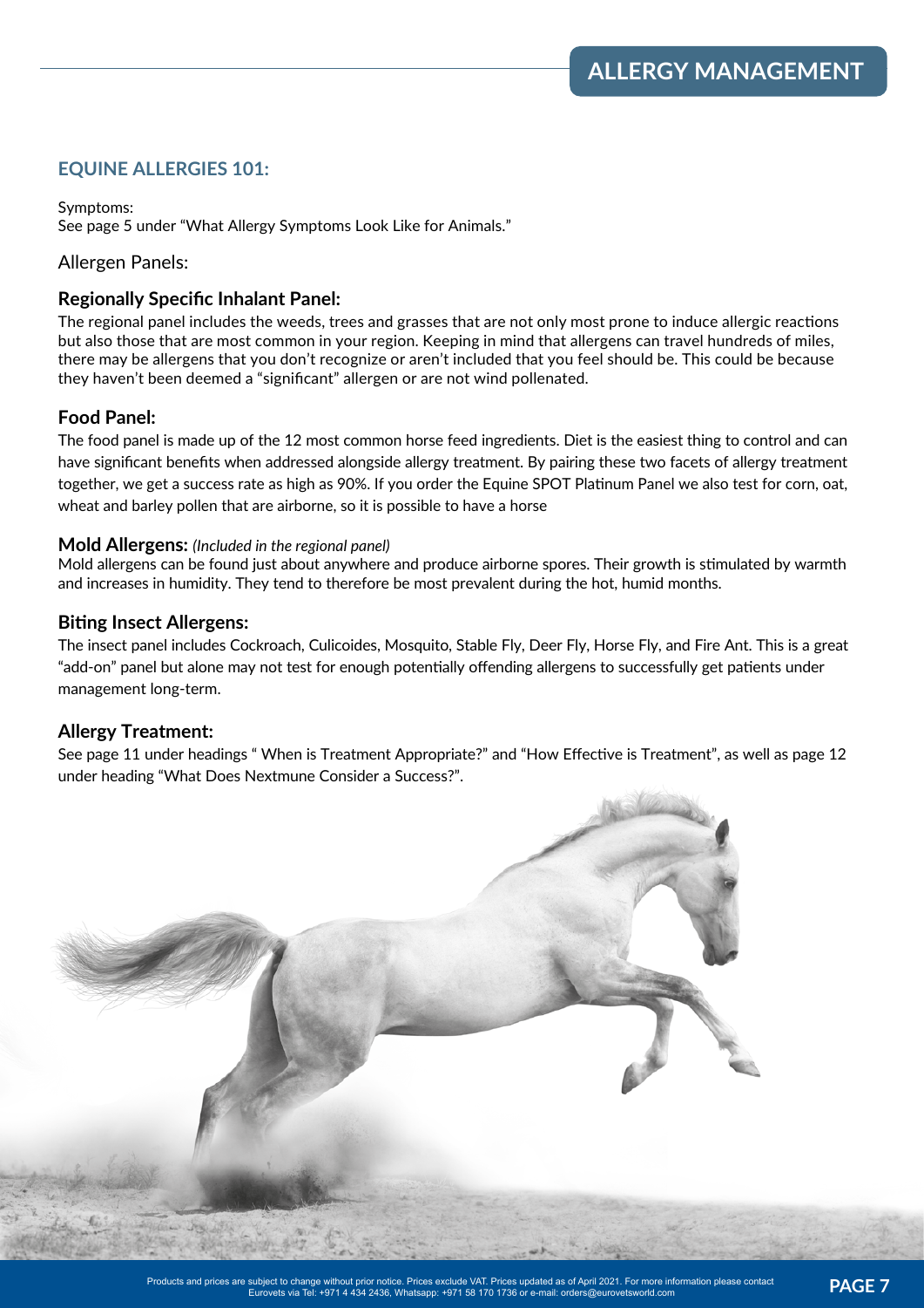# ALLERGY MANAGEMENT

## EQUINE ALLERGIES 101:

Symptoms:
See page 5 under "What Allergy Symptoms Look Like for Animals."

Allergen Panels:

### Regionally Specific Inhalant Panel:

The regional panel includes the weeds, trees and grasses that are not only most prone to induce allergic reactions but also those that are most common in your region. Keeping in mind that allergens can travel hundreds of miles, there may be allergens that you don't recognize or aren't included that you feel should be. This could be because they haven't been deemed a "significant" allergen or are not wind pollenated.

### Food Panel:

The food panel is made up of the 12 most common horse feed ingredients. Diet is the easiest thing to control and can have significant benefits when addressed alongside allergy treatment. By pairing these two facets of allergy treatment together, we get a success rate as high as 90%. If you order the Equine SPOT Platinum Panel we also test for corn, oat, wheat and barley pollen that are airborne, so it is possible to have a horse

### Mold Allergens: *(Included in the regional panel)*

Mold allergens can be found just about anywhere and produce airborne spores. Their growth is stimulated by warmth and increases in humidity. They tend to therefore be most prevalent during the hot, humid months.

### Biting Insect Allergens:

The insect panel includes Cockroach, Culicoides, Mosquito, Stable Fly, Deer Fly, Horse Fly, and Fire Ant. This is a great "add-on" panel but alone may not test for enough potentially offending allergens to successfully get patients under management long-term.

### Allergy Treatment:

See page 11 under headings " When is Treatment Appropriate?" and "How Effective is Treatment", as well as page 12 under heading "What Does Nextmune Consider a Success?".

Products and prices are subject to change without prior notice. Prices exclude VAT. Prices updated as of April 2021. For more information please contact Eurovets via Tel: +971 4 434 2436, Whatsapp: +971 58 170 1736 or e-mail: orders@eurovetsworld.com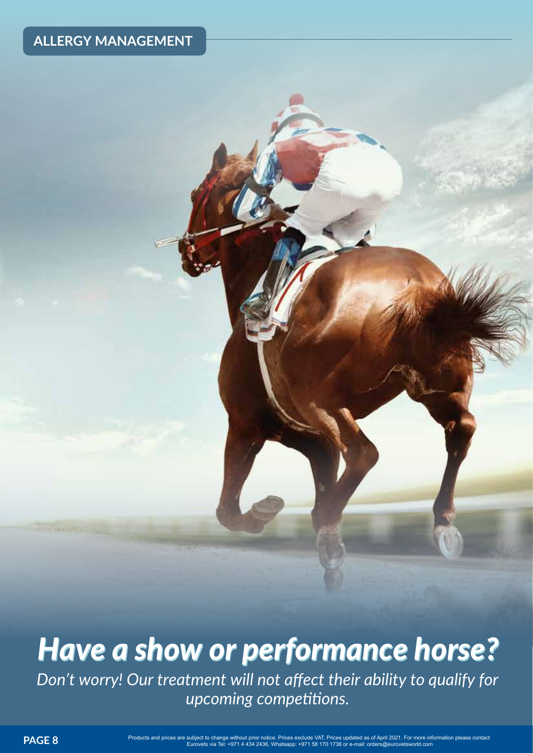ALLERGY MANAGEMENT

# *Have a show or performance horse?*

*Don't worry! Our treatment will not affect their ability to qualify for upcoming competitions.*

Products and prices are subject to change without prior notice. Prices exclude VAT. Prices updated as of April 2021. For more information please contact Eurovets via Tel: +971 4 434 2436, Whatsapp: +971 58 170 1736 or e-mail: orders@eurovetsworld.com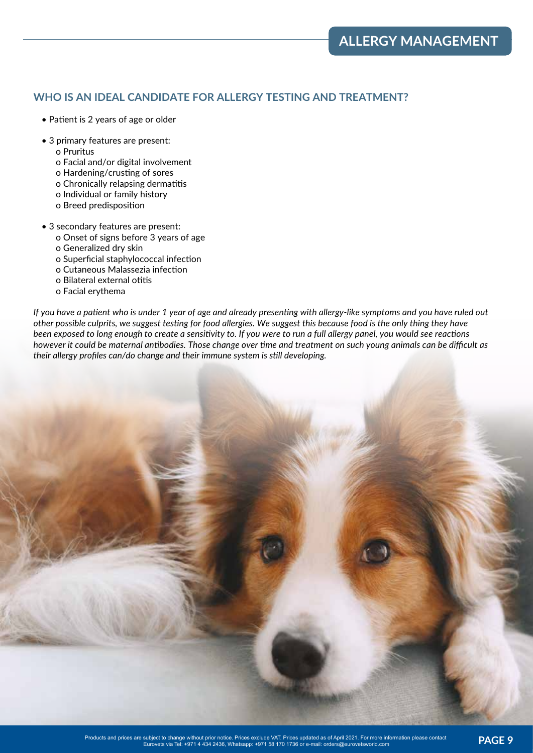# ALLERGY MANAGEMENT

## WHO IS AN IDEAL CANDIDATE FOR ALLERGY TESTING AND TREATMENT?

- Patient is 2 years of age or older

- 3 primary features are present:
  - Pruritus
  - Facial and/or digital involvement
  - Hardening/crusting of sores
  - Chronically relapsing dermatitis
  - Individual or family history
  - Breed predisposition

- 3 secondary features are present:
  - Onset of signs before 3 years of age
  - Generalized dry skin
  - Superficial staphylococcal infection
  - Cutaneous Malassezia infection
  - Bilateral external otitis
  - Facial erythema

*If you have a patient who is under 1 year of age and already presenting with allergy-like symptoms and you have ruled out other possible culprits, we suggest testing for food allergies. We suggest this because food is the only thing they have been exposed to long enough to create a sensitivity to. If you were to run a full allergy panel, you would see reactions however it could be maternal antibodies. Those change over time and treatment on such young animals can be difficult as their allergy profiles can/do change and their immune system is still developing.*

Products and prices are subject to change without prior notice. Prices exclude VAT. Prices updated as of April 2021. For more information please contact Eurovets via Tel: +971 4 434 2436, Whatsapp: +971 58 170 1736 or e-mail: orders@eurovetsworld.com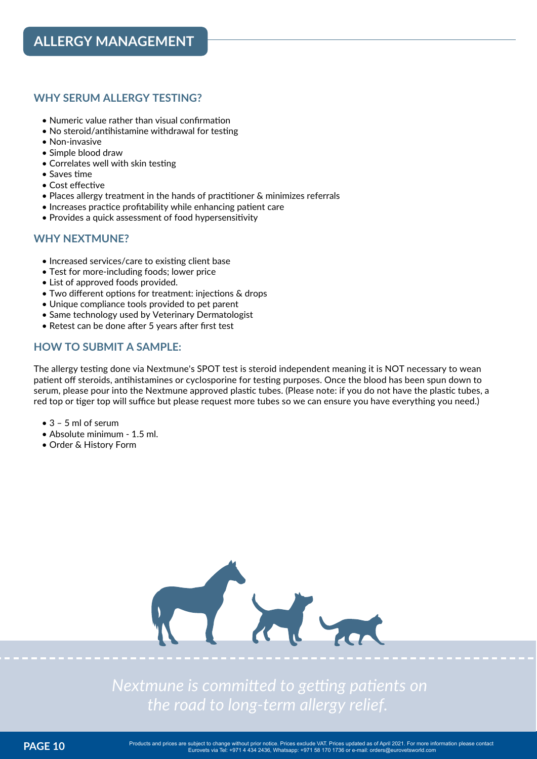# ALLERGY MANAGEMENT

## WHY SERUM ALLERGY TESTING?

- Numeric value rather than visual confirmation
- No steroid/antihistamine withdrawal for testing
- Non-invasive
- Simple blood draw
- Correlates well with skin testing
- Saves time
- Cost effective
- Places allergy treatment in the hands of practitioner & minimizes referrals
- Increases practice profitability while enhancing patient care
- Provides a quick assessment of food hypersensitivity

## WHY NEXTMUNE?

- Increased services/care to existing client base
- Test for more-including foods; lower price
- List of approved foods provided.
- Two different options for treatment: injections & drops
- Unique compliance tools provided to pet parent
- Same technology used by Veterinary Dermatologist
- Retest can be done after 5 years after first test

## HOW TO SUBMIT A SAMPLE:

The allergy testing done via Nextmune's SPOT test is steroid independent meaning it is NOT necessary to wean patient off steroids, antihistamines or cyclosporine for testing purposes. Once the blood has been spun down to serum, please pour into the Nextmune approved plastic tubes. (Please note: if you do not have the plastic tubes, a red top or tiger top will suffice but please request more tubes so we can ensure you have everything you need.)

- 3 – 5 ml of serum
- Absolute minimum - 1.5 ml.
- Order & History Form

*Nextmune is committed to getting patients on the road to long-term allergy relief.*

Products and prices are subject to change without prior notice. Prices exclude VAT. Prices updated as of April 2021. For more information please contact Eurovets via Tel: +971 4 434 2436, Whatsapp: +971 58 170 1736 or e-mail: orders@eurovetsworld.com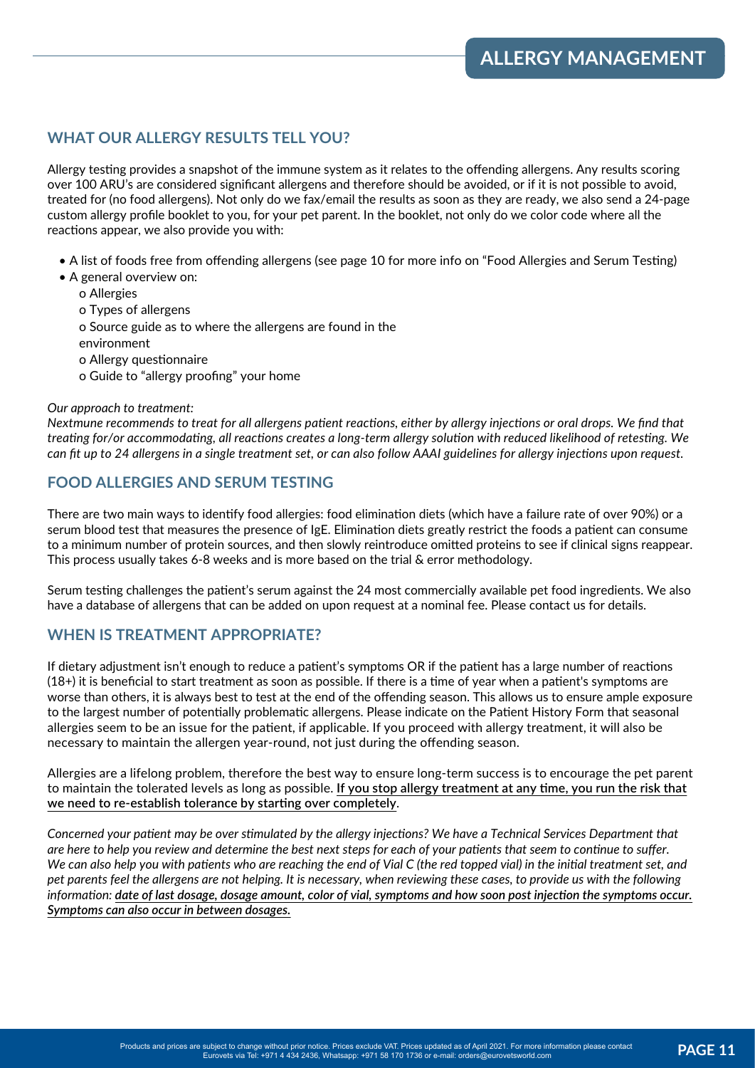# ALLERGY MANAGEMENT

## WHAT OUR ALLERGY RESULTS TELL YOU?

Allergy testing provides a snapshot of the immune system as it relates to the offending allergens. Any results scoring over 100 ARU's are considered significant allergens and therefore should be avoided, or if it is not possible to avoid, treated for (no food allergens). Not only do we fax/email the results as soon as they are ready, we also send a 24-page custom allergy profile booklet to you, for your pet parent. In the booklet, not only do we color code where all the reactions appear, we also provide you with:

- A list of foods free from offending allergens (see page 10 for more info on "Food Allergies and Serum Testing)
- A general overview on:
  - Allergies
  - Types of allergens
  - Source guide as to where the allergens are found in the environment
  - Allergy questionnaire
  - Guide to "allergy proofing" your home

*Our approach to treatment:*

*Nextmune recommends to treat for all allergens patient reactions, either by allergy injections or oral drops. We find that treating for/or accommodating, all reactions creates a long-term allergy solution with reduced likelihood of retesting. We can fit up to 24 allergens in a single treatment set, or can also follow AAAI guidelines for allergy injections upon request.*

## FOOD ALLERGIES AND SERUM TESTING

There are two main ways to identify food allergies: food elimination diets (which have a failure rate of over 90%) or a serum blood test that measures the presence of IgE. Elimination diets greatly restrict the foods a patient can consume to a minimum number of protein sources, and then slowly reintroduce omitted proteins to see if clinical signs reappear. This process usually takes 6-8 weeks and is more based on the trial & error methodology.

Serum testing challenges the patient's serum against the 24 most commercially available pet food ingredients. We also have a database of allergens that can be added on upon request at a nominal fee. Please contact us for details.

## WHEN IS TREATMENT APPROPRIATE?

If dietary adjustment isn't enough to reduce a patient's symptoms OR if the patient has a large number of reactions (18+) it is beneficial to start treatment as soon as possible. If there is a time of year when a patient's symptoms are worse than others, it is always best to test at the end of the offending season. This allows us to ensure ample exposure to the largest number of potentially problematic allergens. Please indicate on the Patient History Form that seasonal allergies seem to be an issue for the patient, if applicable. If you proceed with allergy treatment, it will also be necessary to maintain the allergen year-round, not just during the offending season.

Allergies are a lifelong problem, therefore the best way to ensure long-term success is to encourage the pet parent to maintain the tolerated levels as long as possible. **If you stop allergy treatment at any time, you run the risk that we need to re-establish tolerance by starting over completely**.

*Concerned your patient may be over stimulated by the allergy injections? We have a Technical Services Department that are here to help you review and determine the best next steps for each of your patients that seem to continue to suffer. We can also help you with patients who are reaching the end of Vial C (the red topped vial) in the initial treatment set, and pet parents feel the allergens are not helping. It is necessary, when reviewing these cases, to provide us with the following information:* ***date of last dosage, dosage amount, color of vial, symptoms and how soon post injection the symptoms occur. Symptoms can also occur in between dosages.***

Products and prices are subject to change without prior notice. Prices exclude VAT. Prices updated as of April 2021. For more information please contact Eurovets via Tel: +971 4 434 2436, Whatsapp: +971 58 170 1736 or e-mail: orders@eurovetsworld.com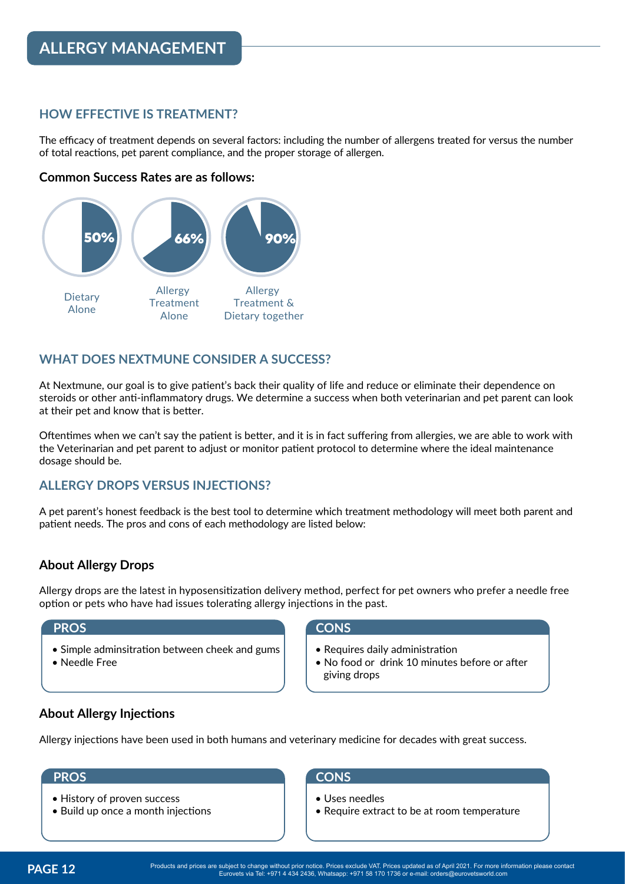# ALLERGY MANAGEMENT

## HOW EFFECTIVE IS TREATMENT?

The efficacy of treatment depends on several factors: including the number of allergens treated for versus the number of total reactions, pet parent compliance, and the proper storage of allergen.

**Common Success Rates are as follows:**

| Treatment | Success Rate |
| --- | --- |
| Dietary Alone | 50% |
| Allergy Treatment Alone | 66% |
| Allergy Treatment & Dietary together | 90% |

## WHAT DOES NEXTMUNE CONSIDER A SUCCESS?

At Nextmune, our goal is to give patient's back their quality of life and reduce or eliminate their dependence on steroids or other anti-inflammatory drugs. We determine a success when both veterinarian and pet parent can look at their pet and know that is better.

Oftentimes when we can't say the patient is better, and it is in fact suffering from allergies, we are able to work with the Veterinarian and pet parent to adjust or monitor patient protocol to determine where the ideal maintenance dosage should be.

## ALLERGY DROPS VERSUS INJECTIONS?

A pet parent's honest feedback is the best tool to determine which treatment methodology will meet both parent and patient needs. The pros and cons of each methodology are listed below:

### About Allergy Drops

Allergy drops are the latest in hyposensitization delivery method, perfect for pet owners who prefer a needle free option or pets who have had issues tolerating allergy injections in the past.

**PROS**

- Simple adminsitration between cheek and gums
- Needle Free

**CONS**

- Requires daily administration
- No food or drink 10 minutes before or after giving drops

### About Allergy Injections

Allergy injections have been used in both humans and veterinary medicine for decades with great success.

**PROS**

- History of proven success
- Build up once a month injections

**CONS**

- Uses needles
- Require extract to be at room temperature

Products and prices are subject to change without prior notice. Prices exclude VAT. Prices updated as of April 2021. For more information please contact Eurovets via Tel: +971 4 434 2436, Whatsapp: +971 58 170 1736 or e-mail: orders@eurovetsworld.com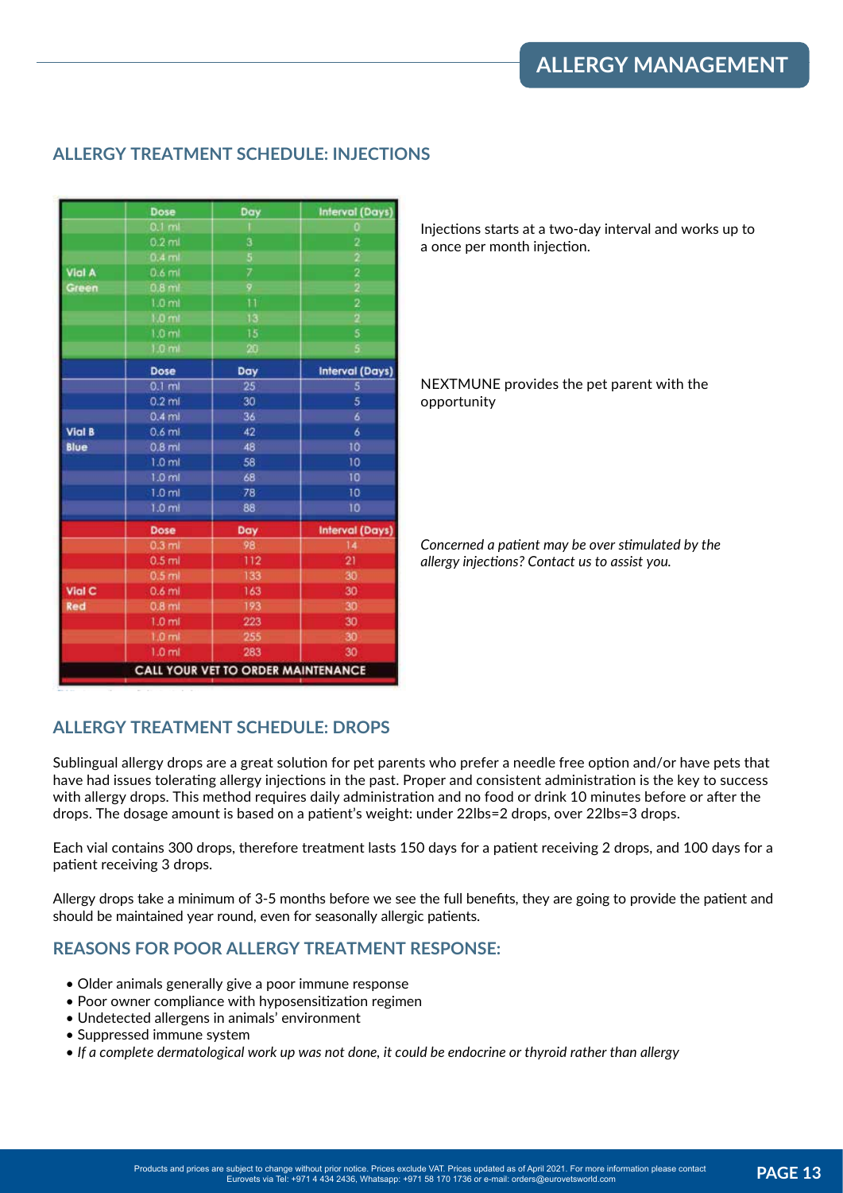## ALLERGY MANAGEMENT

### ALLERGY TREATMENT SCHEDULE: INJECTIONS

| | Dose | Day | Interval (Days) |
|---|---|---|---|
| Vial A Green | 0.1 ml | 1 | 0 |
| | 0.2 ml | 3 | 2 |
| | 0.4 ml | 5 | 2 |
| | 0.6 ml | 7 | 2 |
| | 0.8 ml | 9 | 2 |
| | 1.0 ml | 11 | 2 |
| | 1.0 ml | 13 | 2 |
| | 1.0 ml | 15 | 5 |
| | 1.0 ml | 20 | 5 |
| | **Dose** | **Day** | **Interval (Days)** |
| Vial B Blue | 0.1 ml | 25 | 5 |
| | 0.2 ml | 30 | 5 |
| | 0.4 ml | 36 | 6 |
| | 0.6 ml | 42 | 6 |
| | 0.8 ml | 48 | 10 |
| | 1.0 ml | 58 | 10 |
| | 1.0 ml | 68 | 10 |
| | 1.0 ml | 78 | 10 |
| | 1.0 ml | 88 | 10 |
| | **Dose** | **Day** | **Interval (Days)** |
| Vial C Red | 0.3 ml | 98 | 14 |
| | 0.5 ml | 112 | 21 |
| | 0.5 ml | 133 | 30 |
| | 0.6 ml | 163 | 30 |
| | 0.8 ml | 193 | 30 |
| | 1.0 ml | 223 | 30 |
| | 1.0 ml | 255 | 30 |
| | 1.0 ml | 283 | 30 |

CALL YOUR VET TO ORDER MAINTENANCE

Injections starts at a two-day interval and works up to a once per month injection.

NEXTMUNE provides the pet parent with the opportunity

*Concerned a patient may be over stimulated by the allergy injections? Contact us to assist you.*

### ALLERGY TREATMENT SCHEDULE: DROPS

Sublingual allergy drops are a great solution for pet parents who prefer a needle free option and/or have pets that have had issues tolerating allergy injections in the past. Proper and consistent administration is the key to success with allergy drops. This method requires daily administration and no food or drink 10 minutes before or after the drops. The dosage amount is based on a patient's weight: under 22lbs=2 drops, over 22lbs=3 drops.

Each vial contains 300 drops, therefore treatment lasts 150 days for a patient receiving 2 drops, and 100 days for a patient receiving 3 drops.

Allergy drops take a minimum of 3-5 months before we see the full benefits, they are going to provide the patient and should be maintained year round, even for seasonally allergic patients.

### REASONS FOR POOR ALLERGY TREATMENT RESPONSE:

- Older animals generally give a poor immune response
- Poor owner compliance with hyposensitization regimen
- Undetected allergens in animals' environment
- Suppressed immune system
- *If a complete dermatological work up was not done, it could be endocrine or thyroid rather than allergy*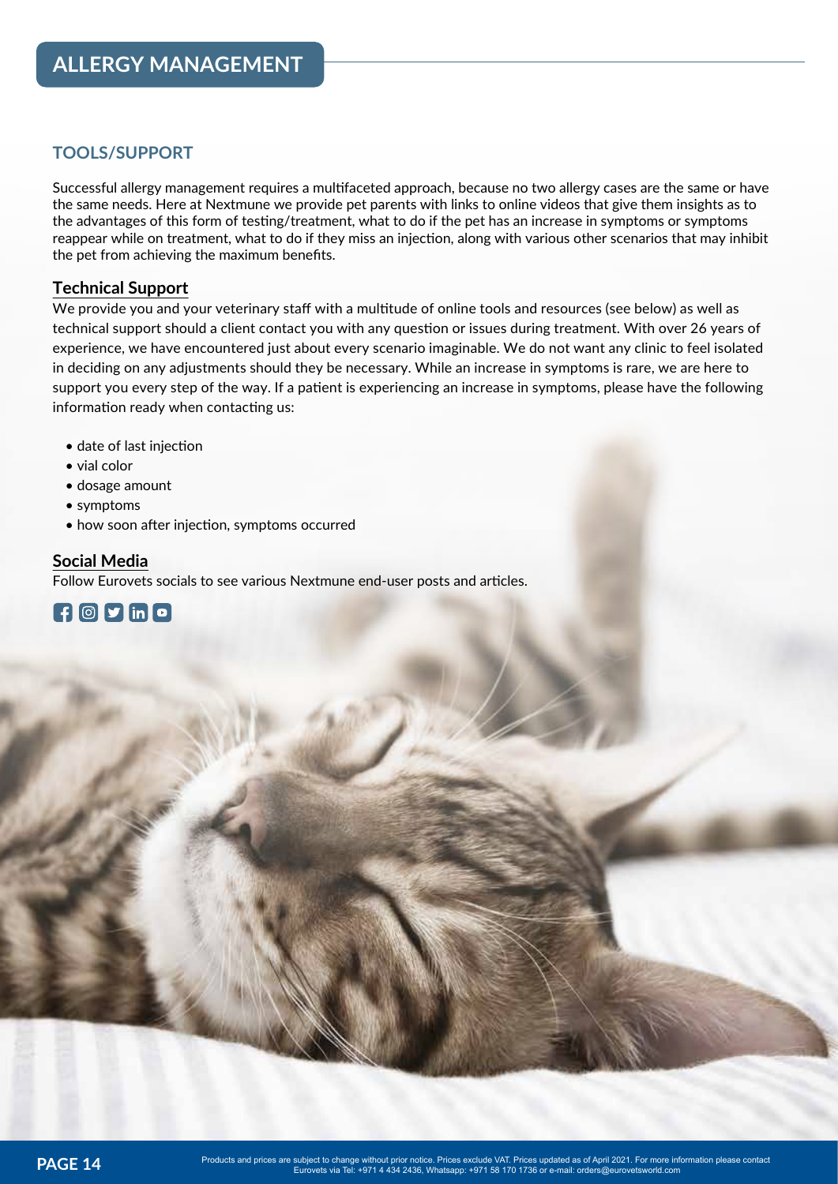# ALLERGY MANAGEMENT

## TOOLS/SUPPORT

Successful allergy management requires a multifaceted approach, because no two allergy cases are the same or have the same needs. Here at Nextmune we provide pet parents with links to online videos that give them insights as to the advantages of this form of testing/treatment, what to do if the pet has an increase in symptoms or symptoms reappear while on treatment, what to do if they miss an injection, along with various other scenarios that may inhibit the pet from achieving the maximum benefits.

### Technical Support

We provide you and your veterinary staff with a multitude of online tools and resources (see below) as well as technical support should a client contact you with any question or issues during treatment. With over 26 years of experience, we have encountered just about every scenario imaginable. We do not want any clinic to feel isolated in deciding on any adjustments should they be necessary. While an increase in symptoms is rare, we are here to support you every step of the way. If a patient is experiencing an increase in symptoms, please have the following information ready when contacting us:

- date of last injection
- vial color
- dosage amount
- symptoms
- how soon after injection, symptoms occurred

### Social Media

Follow Eurovets socials to see various Nextmune end-user posts and articles.

Products and prices are subject to change without prior notice. Prices exclude VAT. Prices updated as of April 2021. For more information please contact Eurovets via Tel: +971 4 434 2436, Whatsapp: +971 58 170 1736 or e-mail: orders@eurovetsworld.com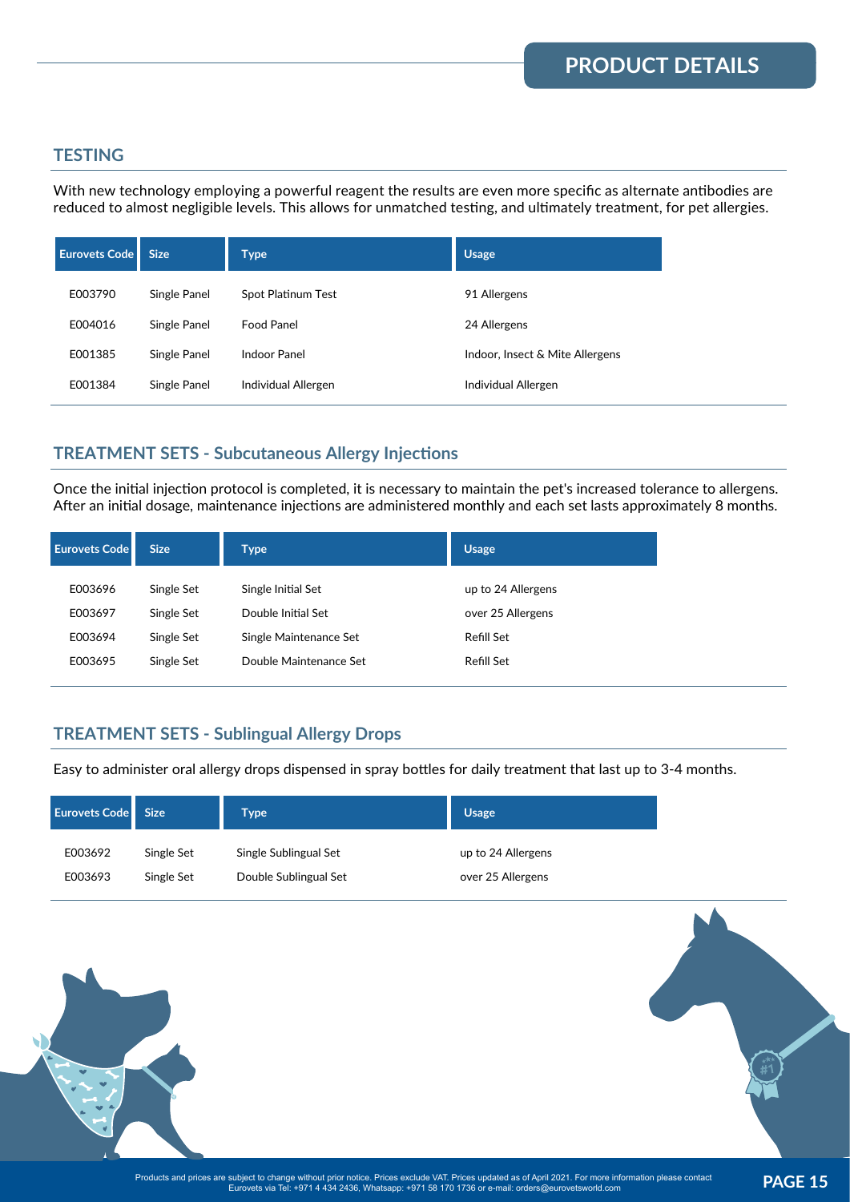# PRODUCT DETAILS

## TESTING

With new technology employing a powerful reagent the results are even more specific as alternate antibodies are reduced to almost negligible levels. This allows for unmatched testing, and ultimately treatment, for pet allergies.

| Eurovets Code | Size | Type | Usage |
|---|---|---|---|
| E003790 | Single Panel | Spot Platinum Test | 91 Allergens |
| E004016 | Single Panel | Food Panel | 24 Allergens |
| E001385 | Single Panel | Indoor Panel | Indoor, Insect & Mite Allergens |
| E001384 | Single Panel | Individual Allergen | Individual Allergen |

## TREATMENT SETS - Subcutaneous Allergy Injections

Once the initial injection protocol is completed, it is necessary to maintain the pet's increased tolerance to allergens. After an initial dosage, maintenance injections are administered monthly and each set lasts approximately 8 months.

| Eurovets Code | Size | Type | Usage |
|---|---|---|---|
| E003696 | Single Set | Single Initial Set | up to 24 Allergens |
| E003697 | Single Set | Double Initial Set | over 25 Allergens |
| E003694 | Single Set | Single Maintenance Set | Refill Set |
| E003695 | Single Set | Double Maintenance Set | Refill Set |

## TREATMENT SETS - Sublingual Allergy Drops

Easy to administer oral allergy drops dispensed in spray bottles for daily treatment that last up to 3-4 months.

| Eurovets Code | Size | Type | Usage |
|---|---|---|---|
| E003692 | Single Set | Single Sublingual Set | up to 24 Allergens |
| E003693 | Single Set | Double Sublingual Set | over 25 Allergens |

Products and prices are subject to change without prior notice. Prices exclude VAT. Prices updated as of April 2021. For more information please contact Eurovets via Tel: +971 4 434 2436, Whatsapp: +971 58 170 1736 or e-mail: orders@eurovetsworld.com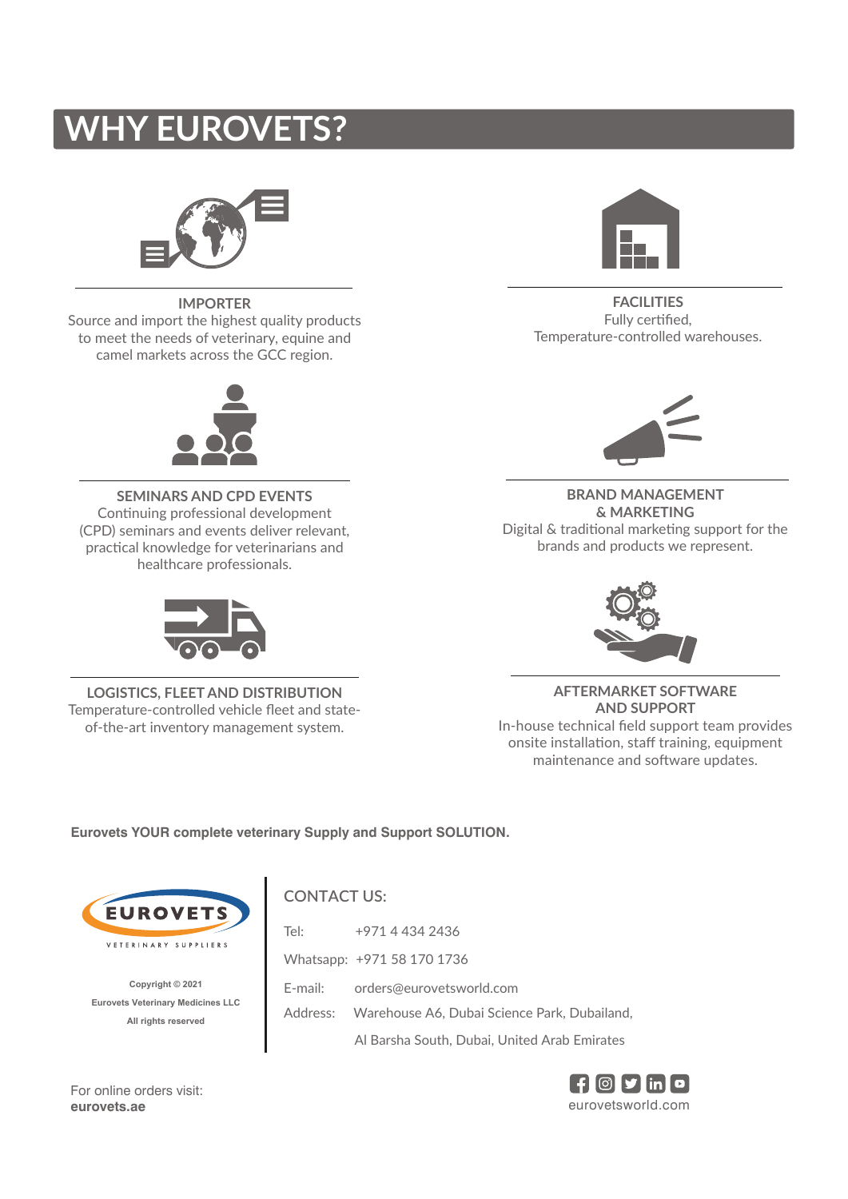# WHY EUROVETS?

**IMPORTER**
Source and import the highest quality products to meet the needs of veterinary, equine and camel markets across the GCC region.

**FACILITIES**
Fully certified, Temperature-controlled warehouses.

**SEMINARS AND CPD EVENTS**
Continuing professional development (CPD) seminars and events deliver relevant, practical knowledge for veterinarians and healthcare professionals.

**BRAND MANAGEMENT & MARKETING**
Digital & traditional marketing support for the brands and products we represent.

**LOGISTICS, FLEET AND DISTRIBUTION**
Temperature-controlled vehicle fleet and state-of-the-art inventory management system.

**AFTERMARKET SOFTWARE AND SUPPORT**
In-house technical field support team provides onsite installation, staff training, equipment maintenance and software updates.

**Eurovets YOUR complete veterinary Supply and Support SOLUTION.**

EUROVETS
VETERINARY SUPPLIERS

Copyright © 2021
Eurovets Veterinary Medicines LLC
All rights reserved

## CONTACT US:

Tel: +971 4 434 2436

Whatsapp: +971 58 170 1736

E-mail: orders@eurovetsworld.com

Address: Warehouse A6, Dubai Science Park, Dubailand, Al Barsha South, Dubai, United Arab Emirates

For online orders visit:
**eurovets.ae**

eurovetsworld.com